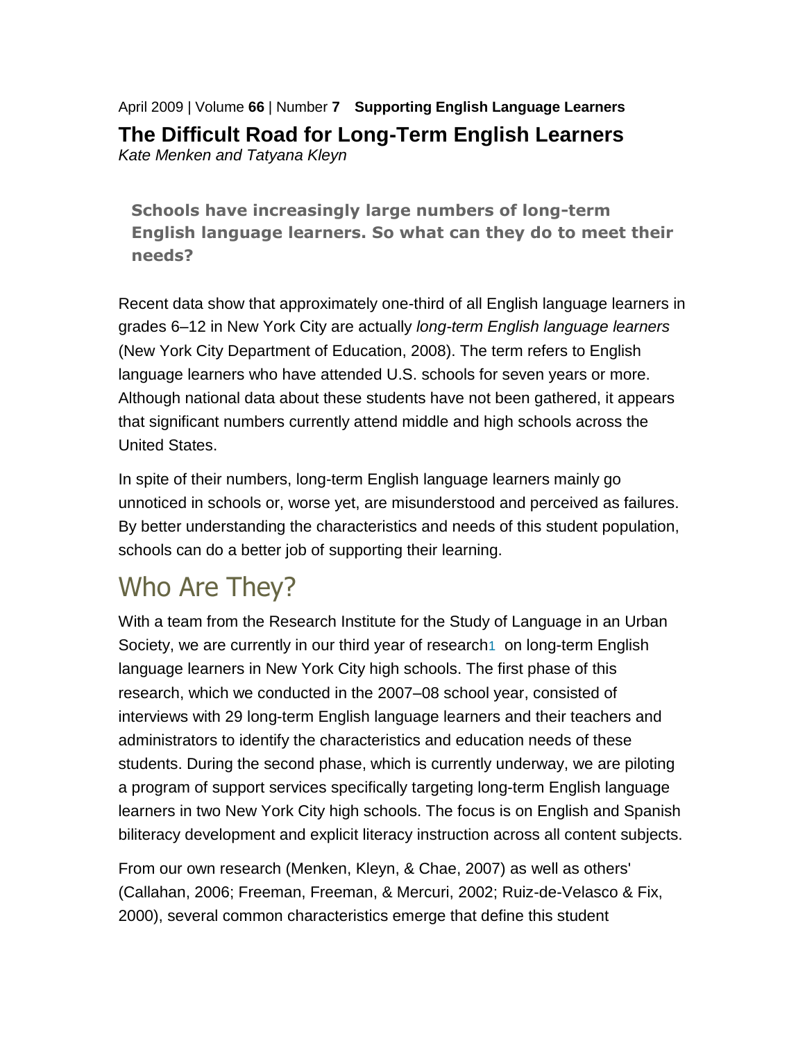April 2009 | Volume **66** | Number **7** **Supporting English Language Learners**

# The Difficult Road for Long-Term English Learners

*Kate Menken and Tatyana Kleyn*

**Schools have increasingly large numbers of long-term English language learners. So what can they do to meet their needs?**

Recent data show that approximately one-third of all English language learners in grades 6–12 in New York City are actually *long-term English language learners* (New York City Department of Education, 2008). The term refers to English language learners who have attended U.S. schools for seven years or more. Although national data about these students have not been gathered, it appears that significant numbers currently attend middle and high schools across the United States.

In spite of their numbers, long-term English language learners mainly go unnoticed in schools or, worse yet, are misunderstood and perceived as failures. By better understanding the characteristics and needs of this student population, schools can do a better job of supporting their learning.

## Who Are They?

With a team from the Research Institute for the Study of Language in an Urban Society, we are currently in our third year of research[1] on long-term English language learners in New York City high schools. The first phase of this research, which we conducted in the 2007–08 school year, consisted of interviews with 29 long-term English language learners and their teachers and administrators to identify the characteristics and education needs of these students. During the second phase, which is currently underway, we are piloting a program of support services specifically targeting long-term English language learners in two New York City high schools. The focus is on English and Spanish biliteracy development and explicit literacy instruction across all content subjects.

From our own research (Menken, Kleyn, & Chae, 2007) as well as others' (Callahan, 2006; Freeman, Freeman, & Mercuri, 2002; Ruiz-de-Velasco & Fix, 2000), several common characteristics emerge that define this student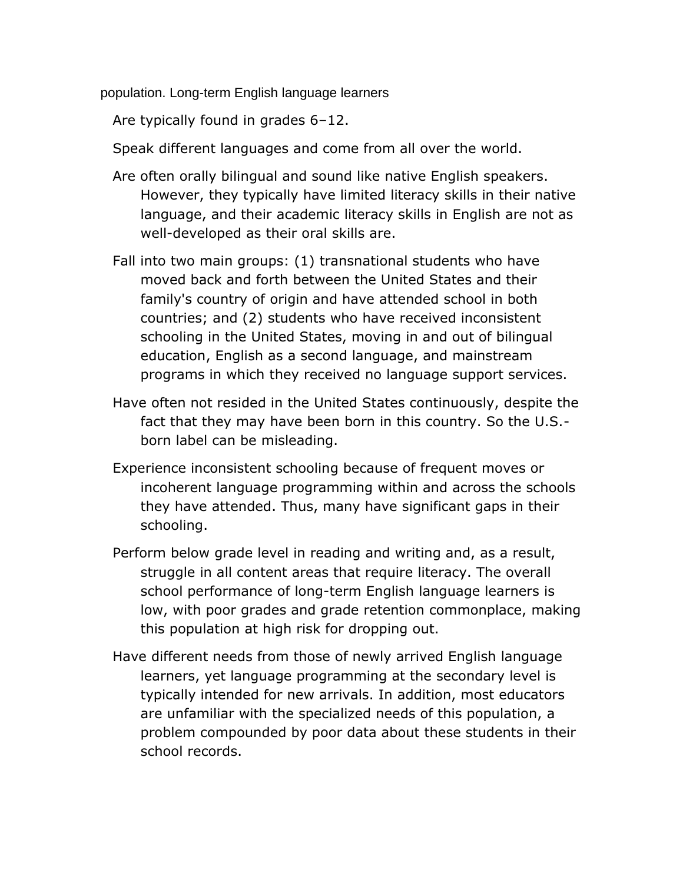population. Long-term English language learners

- Are typically found in grades 6–12.
- Speak different languages and come from all over the world.
- Are often orally bilingual and sound like native English speakers. However, they typically have limited literacy skills in their native language, and their academic literacy skills in English are not as well-developed as their oral skills are.
- Fall into two main groups: (1) transnational students who have moved back and forth between the United States and their family's country of origin and have attended school in both countries; and (2) students who have received inconsistent schooling in the United States, moving in and out of bilingual education, English as a second language, and mainstream programs in which they received no language support services.
- Have often not resided in the United States continuously, despite the fact that they may have been born in this country. So the U.S.-born label can be misleading.
- Experience inconsistent schooling because of frequent moves or incoherent language programming within and across the schools they have attended. Thus, many have significant gaps in their schooling.
- Perform below grade level in reading and writing and, as a result, struggle in all content areas that require literacy. The overall school performance of long-term English language learners is low, with poor grades and grade retention commonplace, making this population at high risk for dropping out.
- Have different needs from those of newly arrived English language learners, yet language programming at the secondary level is typically intended for new arrivals. In addition, most educators are unfamiliar with the specialized needs of this population, a problem compounded by poor data about these students in their school records.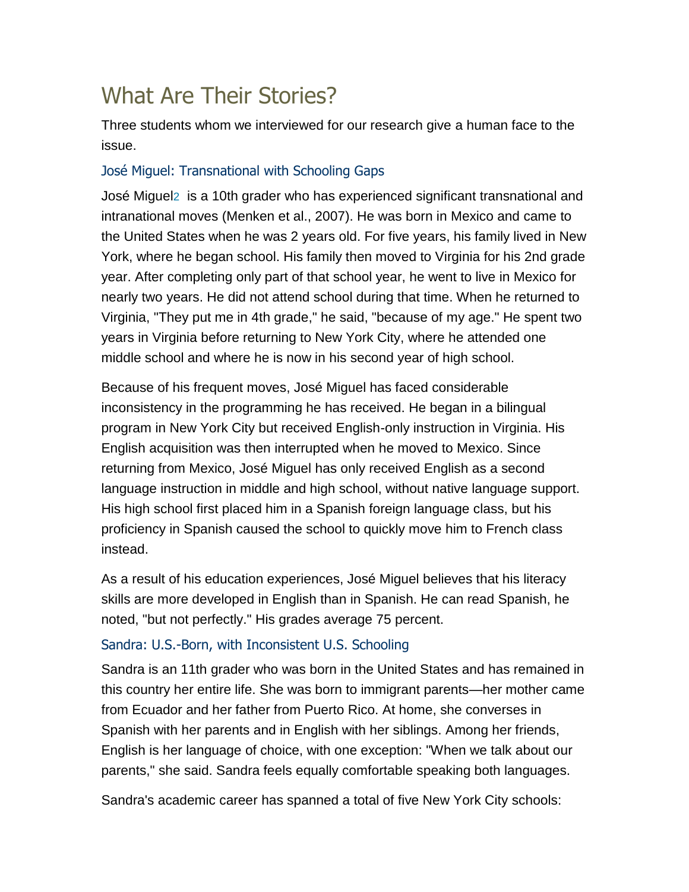# What Are Their Stories?

Three students whom we interviewed for our research give a human face to the issue.

### José Miguel: Transnational with Schooling Gaps

José Miguel[2] is a 10th grader who has experienced significant transnational and intranational moves (Menken et al., 2007). He was born in Mexico and came to the United States when he was 2 years old. For five years, his family lived in New York, where he began school. His family then moved to Virginia for his 2nd grade year. After completing only part of that school year, he went to live in Mexico for nearly two years. He did not attend school during that time. When he returned to Virginia, "They put me in 4th grade," he said, "because of my age." He spent two years in Virginia before returning to New York City, where he attended one middle school and where he is now in his second year of high school.

Because of his frequent moves, José Miguel has faced considerable inconsistency in the programming he has received. He began in a bilingual program in New York City but received English-only instruction in Virginia. His English acquisition was then interrupted when he moved to Mexico. Since returning from Mexico, José Miguel has only received English as a second language instruction in middle and high school, without native language support. His high school first placed him in a Spanish foreign language class, but his proficiency in Spanish caused the school to quickly move him to French class instead.

As a result of his education experiences, José Miguel believes that his literacy skills are more developed in English than in Spanish. He can read Spanish, he noted, "but not perfectly." His grades average 75 percent.

### Sandra: U.S.-Born, with Inconsistent U.S. Schooling

Sandra is an 11th grader who was born in the United States and has remained in this country her entire life. She was born to immigrant parents—her mother came from Ecuador and her father from Puerto Rico. At home, she converses in Spanish with her parents and in English with her siblings. Among her friends, English is her language of choice, with one exception: "When we talk about our parents," she said. Sandra feels equally comfortable speaking both languages.

Sandra's academic career has spanned a total of five New York City schools: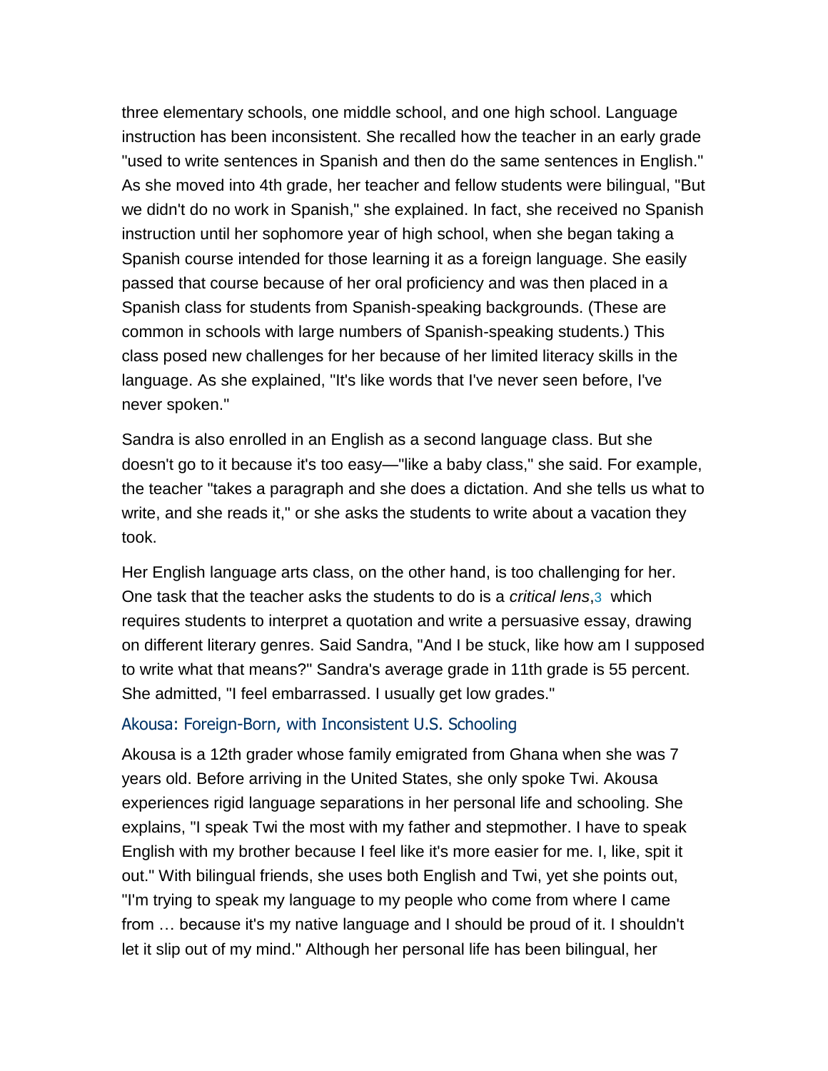three elementary schools, one middle school, and one high school. Language instruction has been inconsistent. She recalled how the teacher in an early grade "used to write sentences in Spanish and then do the same sentences in English." As she moved into 4th grade, her teacher and fellow students were bilingual, "But we didn't do no work in Spanish," she explained. In fact, she received no Spanish instruction until her sophomore year of high school, when she began taking a Spanish course intended for those learning it as a foreign language. She easily passed that course because of her oral proficiency and was then placed in a Spanish class for students from Spanish-speaking backgrounds. (These are common in schools with large numbers of Spanish-speaking students.) This class posed new challenges for her because of her limited literacy skills in the language. As she explained, "It's like words that I've never seen before, I've never spoken."

Sandra is also enrolled in an English as a second language class. But she doesn't go to it because it's too easy—"like a baby class," she said. For example, the teacher "takes a paragraph and she does a dictation. And she tells us what to write, and she reads it," or she asks the students to write about a vacation they took.

Her English language arts class, on the other hand, is too challenging for her. One task that the teacher asks the students to do is a *critical lens*,[3] which requires students to interpret a quotation and write a persuasive essay, drawing on different literary genres. Said Sandra, "And I be stuck, like how am I supposed to write what that means?" Sandra's average grade in 11th grade is 55 percent. She admitted, "I feel embarrassed. I usually get low grades."

### Akousa: Foreign-Born, with Inconsistent U.S. Schooling

Akousa is a 12th grader whose family emigrated from Ghana when she was 7 years old. Before arriving in the United States, she only spoke Twi. Akousa experiences rigid language separations in her personal life and schooling. She explains, "I speak Twi the most with my father and stepmother. I have to speak English with my brother because I feel like it's more easier for me. I, like, spit it out." With bilingual friends, she uses both English and Twi, yet she points out, "I'm trying to speak my language to my people who come from where I came from … because it's my native language and I should be proud of it. I shouldn't let it slip out of my mind." Although her personal life has been bilingual, her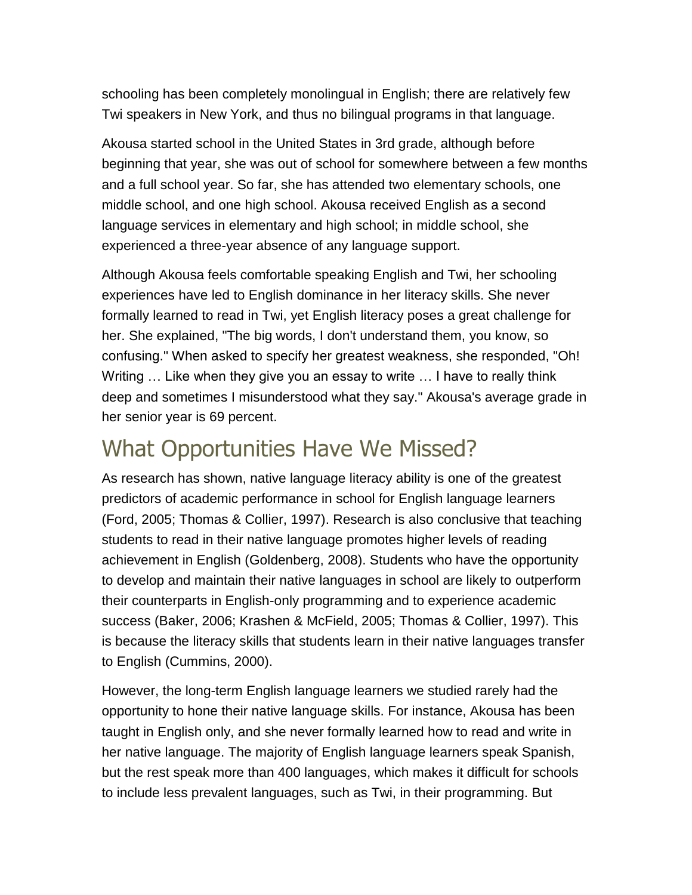schooling has been completely monolingual in English; there are relatively few Twi speakers in New York, and thus no bilingual programs in that language.

Akousa started school in the United States in 3rd grade, although before beginning that year, she was out of school for somewhere between a few months and a full school year. So far, she has attended two elementary schools, one middle school, and one high school. Akousa received English as a second language services in elementary and high school; in middle school, she experienced a three-year absence of any language support.

Although Akousa feels comfortable speaking English and Twi, her schooling experiences have led to English dominance in her literacy skills. She never formally learned to read in Twi, yet English literacy poses a great challenge for her. She explained, "The big words, I don't understand them, you know, so confusing." When asked to specify her greatest weakness, she responded, "Oh! Writing … Like when they give you an essay to write … I have to really think deep and sometimes I misunderstood what they say." Akousa's average grade in her senior year is 69 percent.

## What Opportunities Have We Missed?

As research has shown, native language literacy ability is one of the greatest predictors of academic performance in school for English language learners (Ford, 2005; Thomas & Collier, 1997). Research is also conclusive that teaching students to read in their native language promotes higher levels of reading achievement in English (Goldenberg, 2008). Students who have the opportunity to develop and maintain their native languages in school are likely to outperform their counterparts in English-only programming and to experience academic success (Baker, 2006; Krashen & McField, 2005; Thomas & Collier, 1997). This is because the literacy skills that students learn in their native languages transfer to English (Cummins, 2000).

However, the long-term English language learners we studied rarely had the opportunity to hone their native language skills. For instance, Akousa has been taught in English only, and she never formally learned how to read and write in her native language. The majority of English language learners speak Spanish, but the rest speak more than 400 languages, which makes it difficult for schools to include less prevalent languages, such as Twi, in their programming. But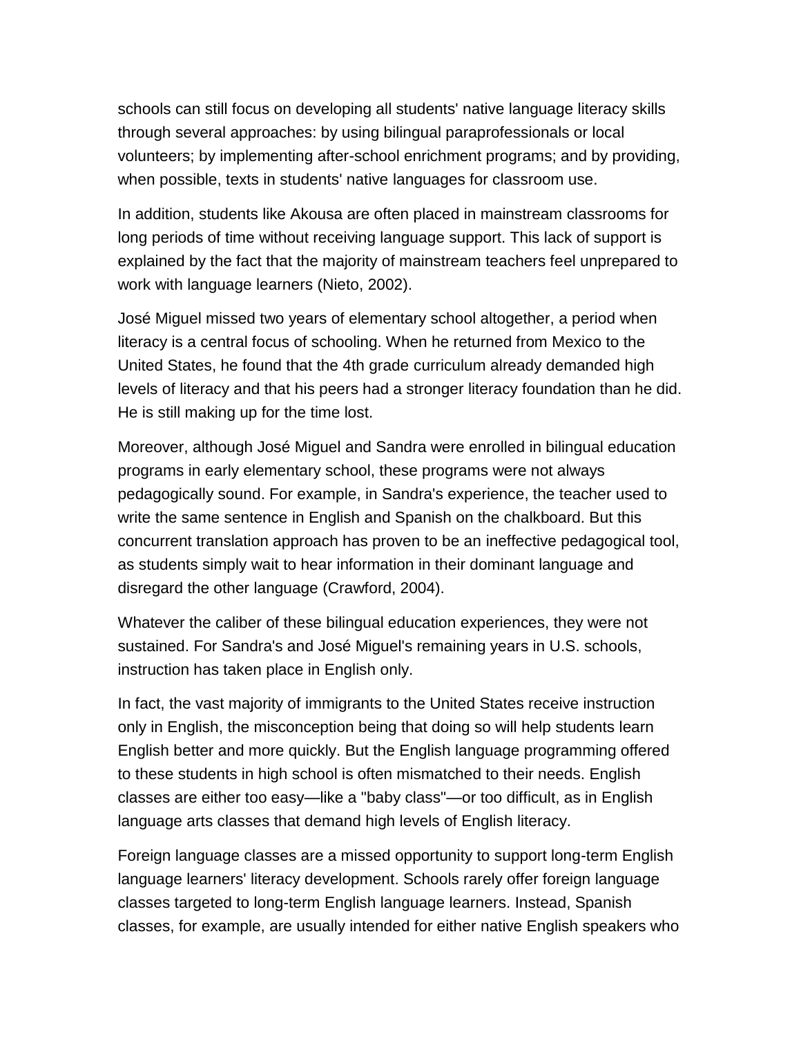schools can still focus on developing all students' native language literacy skills through several approaches: by using bilingual paraprofessionals or local volunteers; by implementing after-school enrichment programs; and by providing, when possible, texts in students' native languages for classroom use.

In addition, students like Akousa are often placed in mainstream classrooms for long periods of time without receiving language support. This lack of support is explained by the fact that the majority of mainstream teachers feel unprepared to work with language learners (Nieto, 2002).

José Miguel missed two years of elementary school altogether, a period when literacy is a central focus of schooling. When he returned from Mexico to the United States, he found that the 4th grade curriculum already demanded high levels of literacy and that his peers had a stronger literacy foundation than he did. He is still making up for the time lost.

Moreover, although José Miguel and Sandra were enrolled in bilingual education programs in early elementary school, these programs were not always pedagogically sound. For example, in Sandra's experience, the teacher used to write the same sentence in English and Spanish on the chalkboard. But this concurrent translation approach has proven to be an ineffective pedagogical tool, as students simply wait to hear information in their dominant language and disregard the other language (Crawford, 2004).

Whatever the caliber of these bilingual education experiences, they were not sustained. For Sandra's and José Miguel's remaining years in U.S. schools, instruction has taken place in English only.

In fact, the vast majority of immigrants to the United States receive instruction only in English, the misconception being that doing so will help students learn English better and more quickly. But the English language programming offered to these students in high school is often mismatched to their needs. English classes are either too easy—like a "baby class"—or too difficult, as in English language arts classes that demand high levels of English literacy.

Foreign language classes are a missed opportunity to support long-term English language learners' literacy development. Schools rarely offer foreign language classes targeted to long-term English language learners. Instead, Spanish classes, for example, are usually intended for either native English speakers who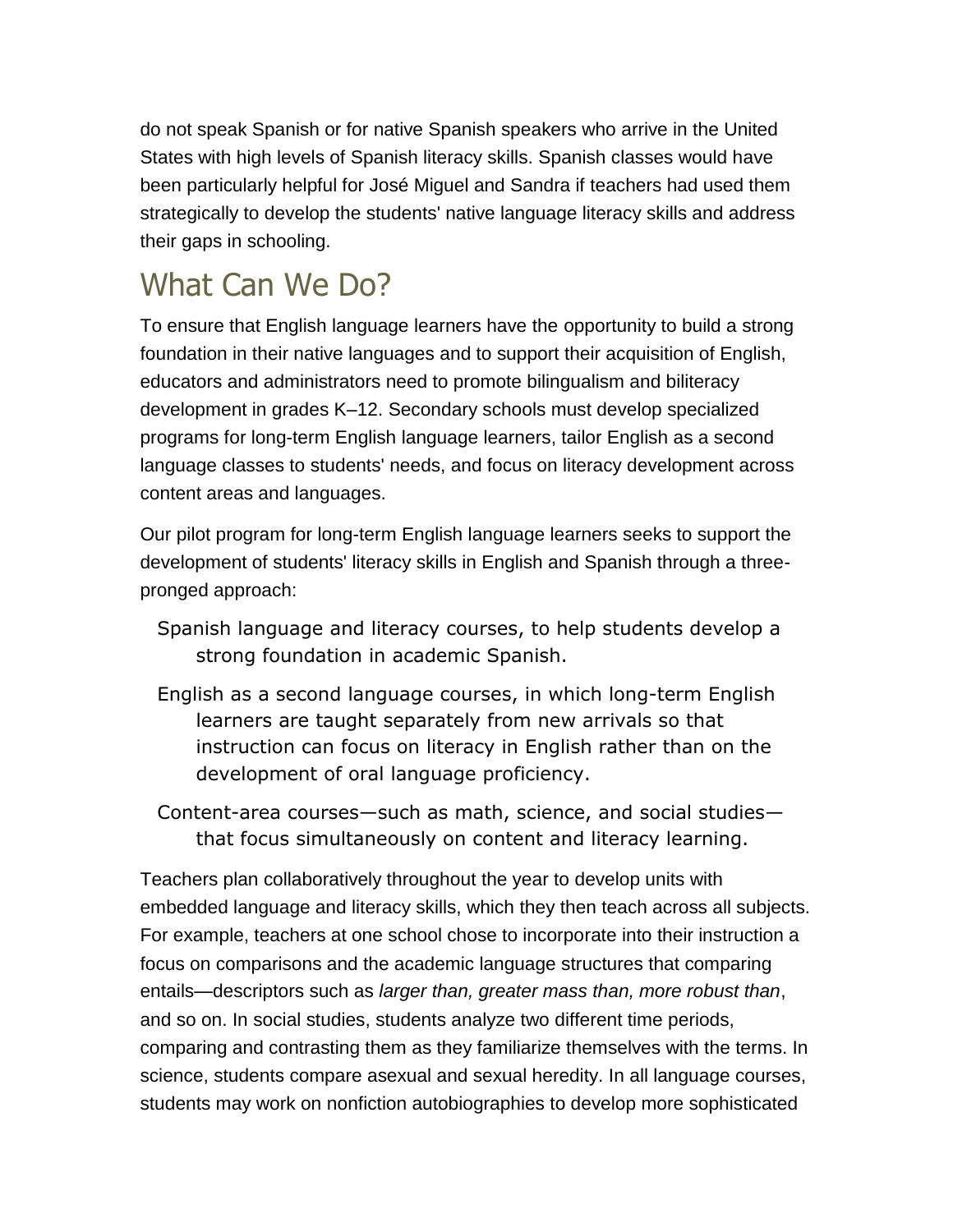do not speak Spanish or for native Spanish speakers who arrive in the United States with high levels of Spanish literacy skills. Spanish classes would have been particularly helpful for José Miguel and Sandra if teachers had used them strategically to develop the students' native language literacy skills and address their gaps in schooling.

## What Can We Do?

To ensure that English language learners have the opportunity to build a strong foundation in their native languages and to support their acquisition of English, educators and administrators need to promote bilingualism and biliteracy development in grades K–12. Secondary schools must develop specialized programs for long-term English language learners, tailor English as a second language classes to students' needs, and focus on literacy development across content areas and languages.

Our pilot program for long-term English language learners seeks to support the development of students' literacy skills in English and Spanish through a three-pronged approach:

- Spanish language and literacy courses, to help students develop a strong foundation in academic Spanish.
- English as a second language courses, in which long-term English learners are taught separately from new arrivals so that instruction can focus on literacy in English rather than on the development of oral language proficiency.
- Content-area courses—such as math, science, and social studies—that focus simultaneously on content and literacy learning.

Teachers plan collaboratively throughout the year to develop units with embedded language and literacy skills, which they then teach across all subjects. For example, teachers at one school chose to incorporate into their instruction a focus on comparisons and the academic language structures that comparing entails—descriptors such as *larger than, greater mass than, more robust than*, and so on. In social studies, students analyze two different time periods, comparing and contrasting them as they familiarize themselves with the terms. In science, students compare asexual and sexual heredity. In all language courses, students may work on nonfiction autobiographies to develop more sophisticated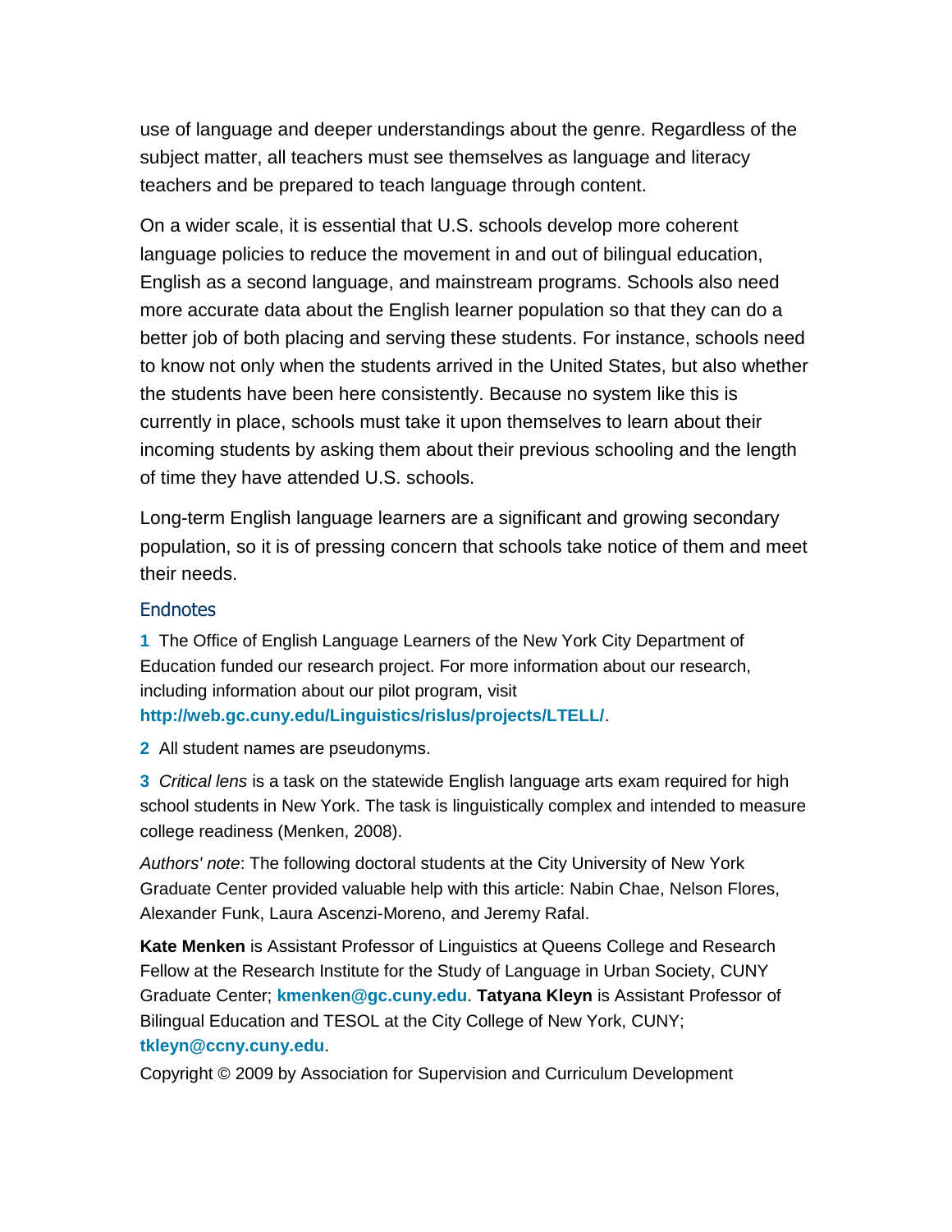use of language and deeper understandings about the genre. Regardless of the subject matter, all teachers must see themselves as language and literacy teachers and be prepared to teach language through content.

On a wider scale, it is essential that U.S. schools develop more coherent language policies to reduce the movement in and out of bilingual education, English as a second language, and mainstream programs. Schools also need more accurate data about the English learner population so that they can do a better job of both placing and serving these students. For instance, schools need to know not only when the students arrived in the United States, but also whether the students have been here consistently. Because no system like this is currently in place, schools must take it upon themselves to learn about their incoming students by asking them about their previous schooling and the length of time they have attended U.S. schools.

Long-term English language learners are a significant and growing secondary population, so it is of pressing concern that schools take notice of them and meet their needs.

## Endnotes

**1** The Office of English Language Learners of the New York City Department of Education funded our research project. For more information about our research, including information about our pilot program, visit **http://web.gc.cuny.edu/Linguistics/rislus/projects/LTELL/**.

**2** All student names are pseudonyms.

**3** *Critical lens* is a task on the statewide English language arts exam required for high school students in New York. The task is linguistically complex and intended to measure college readiness (Menken, 2008).

*Authors' note*: The following doctoral students at the City University of New York Graduate Center provided valuable help with this article: Nabin Chae, Nelson Flores, Alexander Funk, Laura Ascenzi-Moreno, and Jeremy Rafal.

**Kate Menken** is Assistant Professor of Linguistics at Queens College and Research Fellow at the Research Institute for the Study of Language in Urban Society, CUNY Graduate Center; **kmenken@gc.cuny.edu**. **Tatyana Kleyn** is Assistant Professor of Bilingual Education and TESOL at the City College of New York, CUNY; **tkleyn@ccny.cuny.edu**.

Copyright © 2009 by Association for Supervision and Curriculum Development